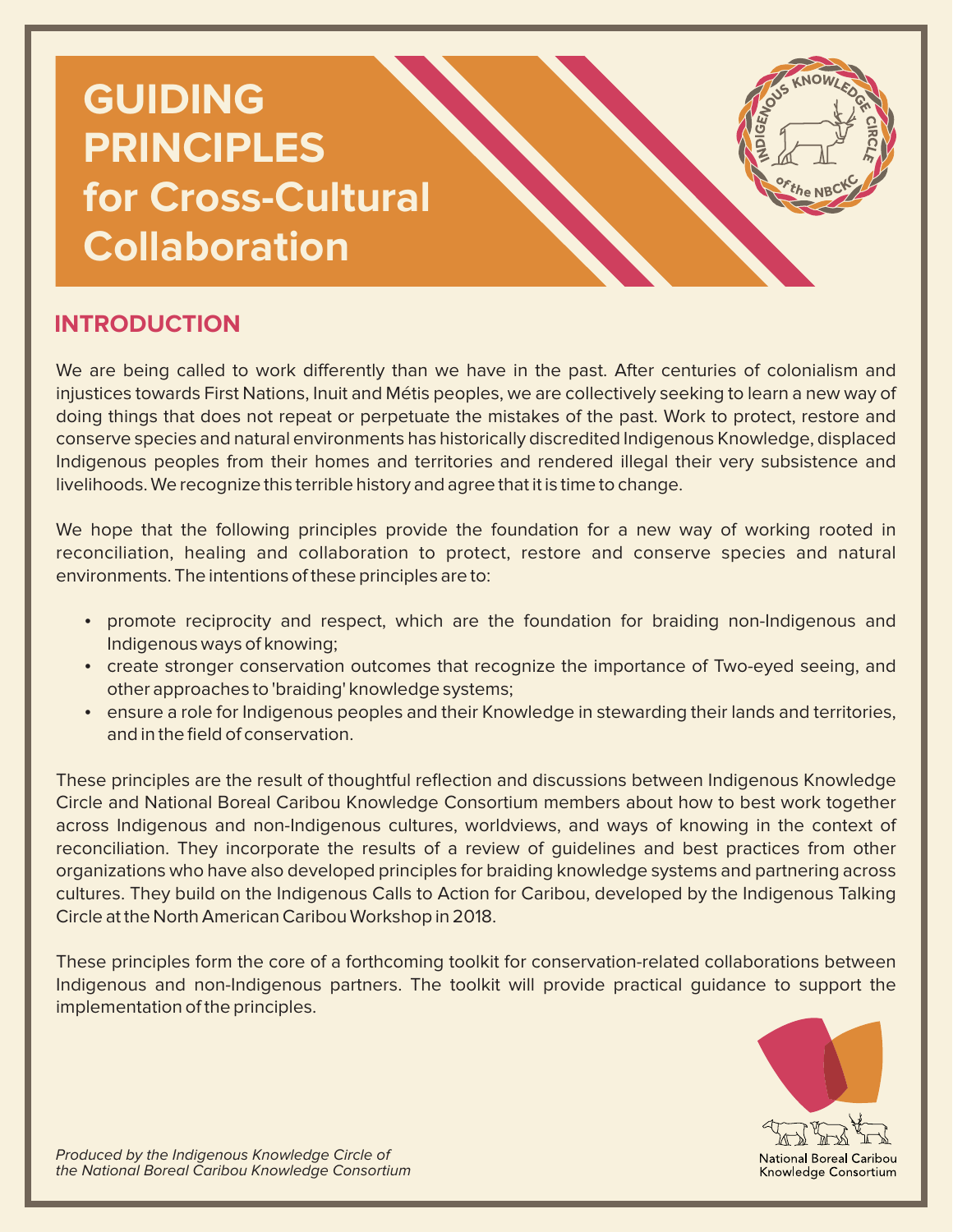# GUIDING PRINCIPLES for Cross-Cultural Collaboration

## INTRODUCTION

We are being called to work differently than we have in the past. After centuries of colonialism and injustices towards First Nations, Inuit and Métis peoples, we are collectively seeking to learn a new way of doing things that does not repeat or perpetuate the mistakes of the past. Work to protect, restore and conserve species and natural environments has historically discredited Indigenous Knowledge, displaced Indigenous peoples from their homes and territories and rendered illegal their very subsistence and livelihoods. We recognize this terrible history and agree that it is time to change.

We hope that the following principles provide the foundation for a new way of working rooted in reconciliation, healing and collaboration to protect, restore and conserve species and natural environments. The intentions of these principles are to:

- promote reciprocity and respect, which are the foundation for braiding non-Indigenous and Indigenous ways of knowing;
- create stronger conservation outcomes that recognize the importance of Two-eyed seeing, and other approaches to 'braiding' knowledge systems;
- ensure a role for Indigenous peoples and their Knowledge in stewarding their lands and territories, and in the field of conservation.

These principles are the result of thoughtful reflection and discussions between Indigenous Knowledge Circle and National Boreal Caribou Knowledge Consortium members about how to best work together across Indigenous and non-Indigenous cultures, worldviews, and ways of knowing in the context of reconciliation. They incorporate the results of a review of guidelines and best practices from other organizations who have also developed principles for braiding knowledge systems and partnering across cultures. They build on the Indigenous Calls to Action for Caribou, developed by the Indigenous Talking Circle at the North American Caribou Workshop in 2018.

These principles form the core of a forthcoming toolkit for conservation-related collaborations between Indigenous and non-Indigenous partners. The toolkit will provide practical guidance to support the implementation of the principles.

*Produced by the Indigenous Knowledge Circle of the National Boreal Caribou Knowledge Consortium*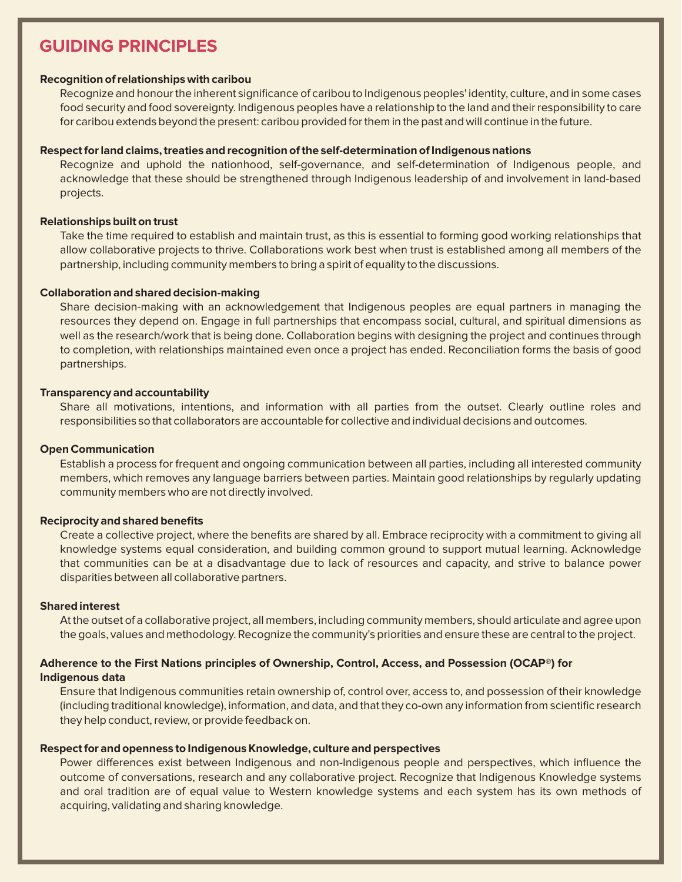## GUIDING PRINCIPLES

**Recognition of relationships with caribou**

Recognize and honour the inherent significance of caribou to Indigenous peoples' identity, culture, and in some cases food security and food sovereignty. Indigenous peoples have a relationship to the land and their responsibility to care for caribou extends beyond the present: caribou provided for them in the past and will continue in the future.

**Respect for land claims, treaties and recognition of the self-determination of Indigenous nations**

Recognize and uphold the nationhood, self-governance, and self-determination of Indigenous people, and acknowledge that these should be strengthened through Indigenous leadership of and involvement in land-based projects.

**Relationships built on trust**

Take the time required to establish and maintain trust, as this is essential to forming good working relationships that allow collaborative projects to thrive. Collaborations work best when trust is established among all members of the partnership, including community members to bring a spirit of equality to the discussions.

**Collaboration and shared decision-making**

Share decision-making with an acknowledgement that Indigenous peoples are equal partners in managing the resources they depend on. Engage in full partnerships that encompass social, cultural, and spiritual dimensions as well as the research/work that is being done. Collaboration begins with designing the project and continues through to completion, with relationships maintained even once a project has ended. Reconciliation forms the basis of good partnerships.

**Transparency and accountability**

Share all motivations, intentions, and information with all parties from the outset. Clearly outline roles and responsibilities so that collaborators are accountable for collective and individual decisions and outcomes.

**Open Communication**

Establish a process for frequent and ongoing communication between all parties, including all interested community members, which removes any language barriers between parties. Maintain good relationships by regularly updating community members who are not directly involved.

**Reciprocity and shared benefits**

Create a collective project, where the benefits are shared by all. Embrace reciprocity with a commitment to giving all knowledge systems equal consideration, and building common ground to support mutual learning. Acknowledge that communities can be at a disadvantage due to lack of resources and capacity, and strive to balance power disparities between all collaborative partners.

**Shared interest**

At the outset of a collaborative project, all members, including community members, should articulate and agree upon the goals, values and methodology. Recognize the community's priorities and ensure these are central to the project.

**Adherence to the First Nations principles of Ownership, Control, Access, and Possession (OCAP®) for Indigenous data**

Ensure that Indigenous communities retain ownership of, control over, access to, and possession of their knowledge (including traditional knowledge), information, and data, and that they co-own any information from scientific research they help conduct, review, or provide feedback on.

**Respect for and openness to Indigenous Knowledge, culture and perspectives**

Power differences exist between Indigenous and non-Indigenous people and perspectives, which influence the outcome of conversations, research and any collaborative project. Recognize that Indigenous Knowledge systems and oral tradition are of equal value to Western knowledge systems and each system has its own methods of acquiring, validating and sharing knowledge.